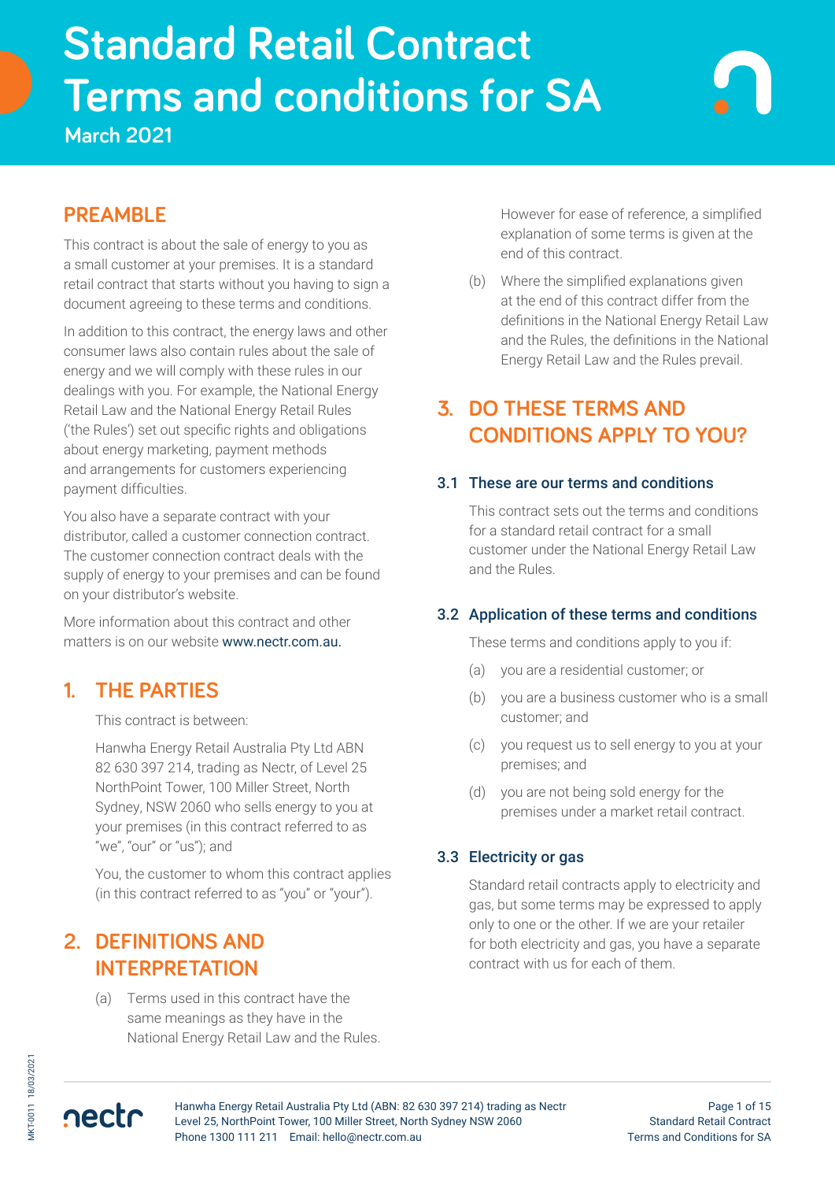# Standard Retail Contract Terms and conditions for SA

**March 2021**

## PREAMBLE

This contract is about the sale of energy to you as a small customer at your premises. It is a standard retail contract that starts without you having to sign a document agreeing to these terms and conditions.

In addition to this contract, the energy laws and other consumer laws also contain rules about the sale of energy and we will comply with these rules in our dealings with you. For example, the National Energy Retail Law and the National Energy Retail Rules ('the Rules') set out specific rights and obligations about energy marketing, payment methods and arrangements for customers experiencing payment difficulties.

You also have a separate contract with your distributor, called a customer connection contract. The customer connection contract deals with the supply of energy to your premises and can be found on your distributor's website.

More information about this contract and other matters is on our website www.nectr.com.au.

## 1. THE PARTIES

This contract is between:

Hanwha Energy Retail Australia Pty Ltd ABN 82 630 397 214, trading as Nectr, of Level 25 NorthPoint Tower, 100 Miller Street, North Sydney, NSW 2060 who sells energy to you at your premises (in this contract referred to as "we", "our" or "us"); and

You, the customer to whom this contract applies (in this contract referred to as "you" or "your").

## 2. DEFINITIONS AND INTERPRETATION

(a) Terms used in this contract have the same meanings as they have in the National Energy Retail Law and the Rules. However for ease of reference, a simplified explanation of some terms is given at the end of this contract.

(b) Where the simplified explanations given at the end of this contract differ from the definitions in the National Energy Retail Law and the Rules, the definitions in the National Energy Retail Law and the Rules prevail.

## 3. DO THESE TERMS AND CONDITIONS APPLY TO YOU?

### 3.1 These are our terms and conditions

This contract sets out the terms and conditions for a standard retail contract for a small customer under the National Energy Retail Law and the Rules.

### 3.2 Application of these terms and conditions

These terms and conditions apply to you if:

(a) you are a residential customer; or

(b) you are a business customer who is a small customer; and

(c) you request us to sell energy to you at your premises; and

(d) you are not being sold energy for the premises under a market retail contract.

### 3.3 Electricity or gas

Standard retail contracts apply to electricity and gas, but some terms may be expressed to apply only to one or the other. If we are your retailer for both electricity and gas, you have a separate contract with us for each of them.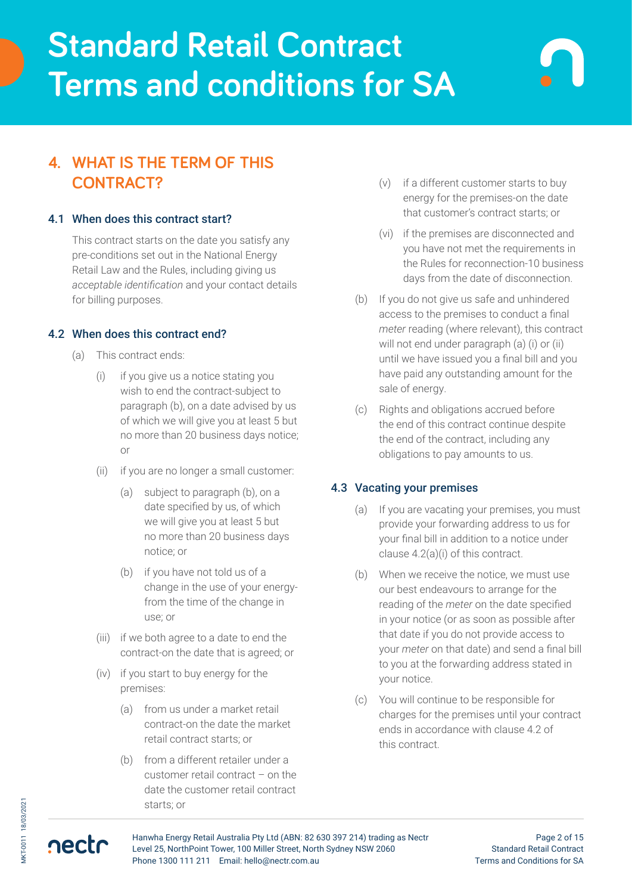# Standard Retail Contract Terms and conditions for SA

## 4. WHAT IS THE TERM OF THIS CONTRACT?

### 4.1 When does this contract start?

This contract starts on the date you satisfy any pre-conditions set out in the National Energy Retail Law and the Rules, including giving us *acceptable identification* and your contact details for billing purposes.

### 4.2 When does this contract end?

(a) This contract ends:

(i) if you give us a notice stating you wish to end the contract-subject to paragraph (b), on a date advised by us of which we will give you at least 5 but no more than 20 business days notice; or

(ii) if you are no longer a small customer:

(a) subject to paragraph (b), on a date specified by us, of which we will give you at least 5 but no more than 20 business days notice; or

(b) if you have not told us of a change in the use of your energy-from the time of the change in use; or

(iii) if we both agree to a date to end the contract-on the date that is agreed; or

(iv) if you start to buy energy for the premises:

(a) from us under a market retail contract-on the date the market retail contract starts; or

(b) from a different retailer under a customer retail contract – on the date the customer retail contract starts; or

(v) if a different customer starts to buy energy for the premises-on the date that customer's contract starts; or

(vi) if the premises are disconnected and you have not met the requirements in the Rules for reconnection-10 business days from the date of disconnection.

(b) If you do not give us safe and unhindered access to the premises to conduct a final *meter* reading (where relevant), this contract will not end under paragraph (a) (i) or (ii) until we have issued you a final bill and you have paid any outstanding amount for the sale of energy.

(c) Rights and obligations accrued before the end of this contract continue despite the end of the contract, including any obligations to pay amounts to us.

### 4.3 Vacating your premises

(a) If you are vacating your premises, you must provide your forwarding address to us for your final bill in addition to a notice under clause 4.2(a)(i) of this contract.

(b) When we receive the notice, we must use our best endeavours to arrange for the reading of the *meter* on the date specified in your notice (or as soon as possible after that date if you do not provide access to your *meter* on that date) and send a final bill to you at the forwarding address stated in your notice.

(c) You will continue to be responsible for charges for the premises until your contract ends in accordance with clause 4.2 of this contract.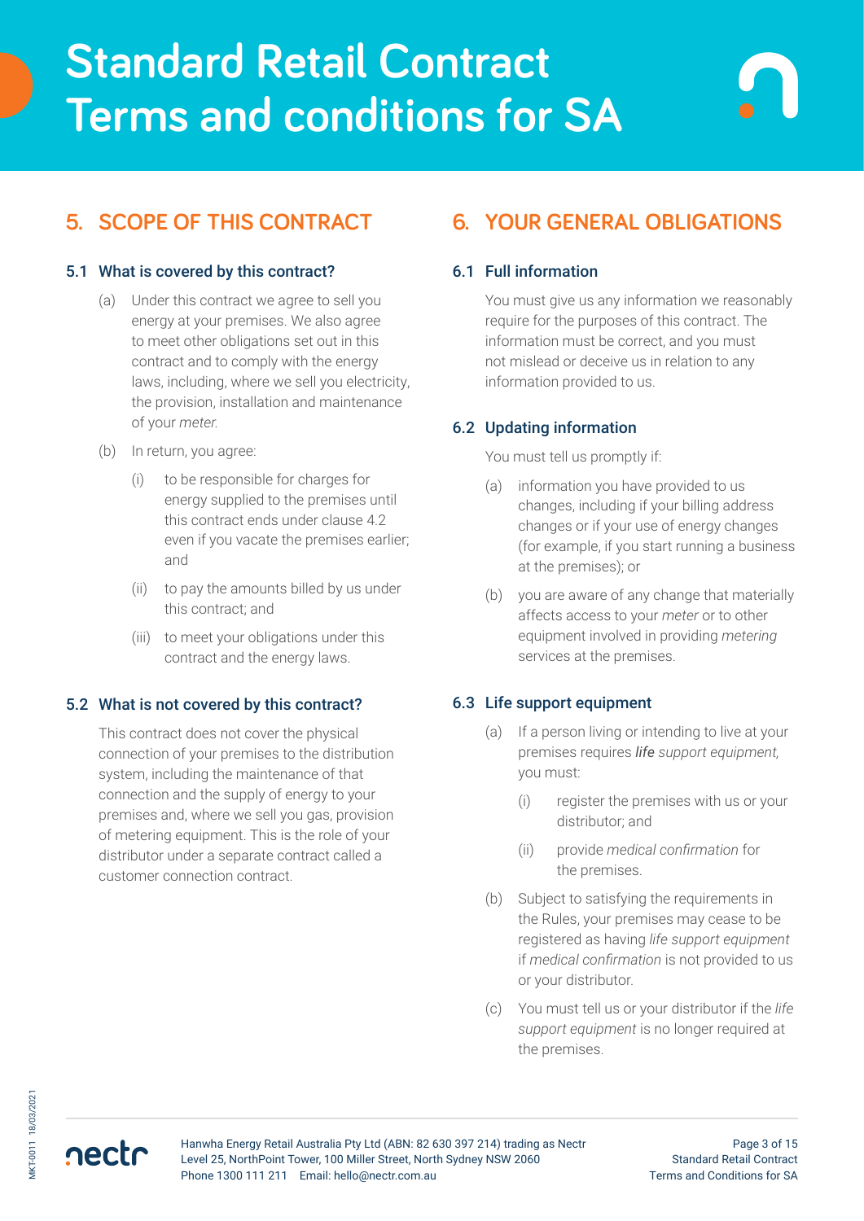# Standard Retail Contract Terms and conditions for SA

## 5. SCOPE OF THIS CONTRACT

### 5.1 What is covered by this contract?

(a) Under this contract we agree to sell you energy at your premises. We also agree to meet other obligations set out in this contract and to comply with the energy laws, including, where we sell you electricity, the provision, installation and maintenance of your *meter.*

(b) In return, you agree:

(i) to be responsible for charges for energy supplied to the premises until this contract ends under clause 4.2 even if you vacate the premises earlier; and

(ii) to pay the amounts billed by us under this contract; and

(iii) to meet your obligations under this contract and the energy laws.

### 5.2 What is not covered by this contract?

This contract does not cover the physical connection of your premises to the distribution system, including the maintenance of that connection and the supply of energy to your premises and, where we sell you gas, provision of metering equipment. This is the role of your distributor under a separate contract called a customer connection contract.

## 6. YOUR GENERAL OBLIGATIONS

### 6.1 Full information

You must give us any information we reasonably require for the purposes of this contract. The information must be correct, and you must not mislead or deceive us in relation to any information provided to us.

### 6.2 Updating information

You must tell us promptly if:

(a) information you have provided to us changes, including if your billing address changes or if your use of energy changes (for example, if you start running a business at the premises); or

(b) you are aware of any change that materially affects access to your *meter* or to other equipment involved in providing *metering* services at the premises.

### 6.3 Life support equipment

(a) If a person living or intending to live at your premises requires ***life** support equipment,* you must:

(i) register the premises with us or your distributor; and

(ii) provide *medical confirmation* for the premises.

(b) Subject to satisfying the requirements in the Rules, your premises may cease to be registered as having *life support equipment* if *medical confirmation* is not provided to us or your distributor.

(c) You must tell us or your distributor if the *life support equipment* is no longer required at the premises.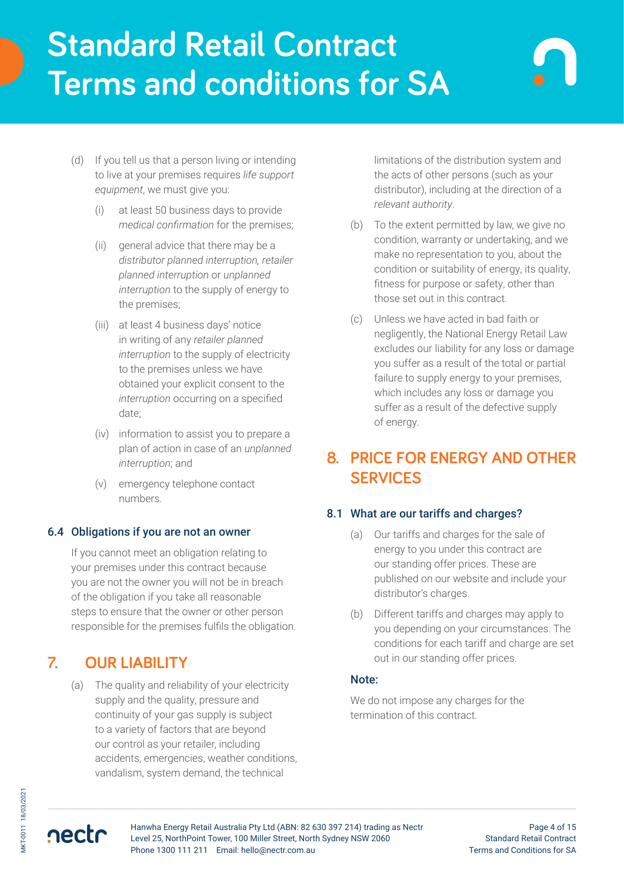(d) If you tell us that a person living or intending to live at your premises requires *life support equipment*, we must give you:

   (i) at least 50 business days to provide *medical confirmation* for the premises;

   (ii) general advice that there may be a *distributor planned interruption, retailer planned interruption* or *unplanned interruption* to the supply of energy to the premises;

   (iii) at least 4 business days' notice in writing of any *retailer planned interruption* to the supply of electricity to the premises unless we have obtained your explicit consent to the *interruption* occurring on a specified date;

   (iv) information to assist you to prepare a plan of action in case of an *unplanned interruption*; and

   (v) emergency telephone contact numbers.

### 6.4 Obligations if you are not an owner

If you cannot meet an obligation relating to your premises under this contract because you are not the owner you will not be in breach of the obligation if you take all reasonable steps to ensure that the owner or other person responsible for the premises fulfils the obligation.

## 7. OUR LIABILITY

(a) The quality and reliability of your electricity supply and the quality, pressure and continuity of your gas supply is subject to a variety of factors that are beyond our control as your retailer, including accidents, emergencies, weather conditions, vandalism, system demand, the technical limitations of the distribution system and the acts of other persons (such as your distributor), including at the direction of a *relevant authority*.

(b) To the extent permitted by law, we give no condition, warranty or undertaking, and we make no representation to you, about the condition or suitability of energy, its quality, fitness for purpose or safety, other than those set out in this contract.

(c) Unless we have acted in bad faith or negligently, the National Energy Retail Law excludes our liability for any loss or damage you suffer as a result of the total or partial failure to supply energy to your premises, which includes any loss or damage you suffer as a result of the defective supply of energy.

## 8. PRICE FOR ENERGY AND OTHER SERVICES

### 8.1 What are our tariffs and charges?

(a) Our tariffs and charges for the sale of energy to you under this contract are our standing offer prices. These are published on our website and include your distributor's charges.

(b) Different tariffs and charges may apply to you depending on your circumstances. The conditions for each tariff and charge are set out in our standing offer prices.

**Note:**

We do not impose any charges for the termination of this contract.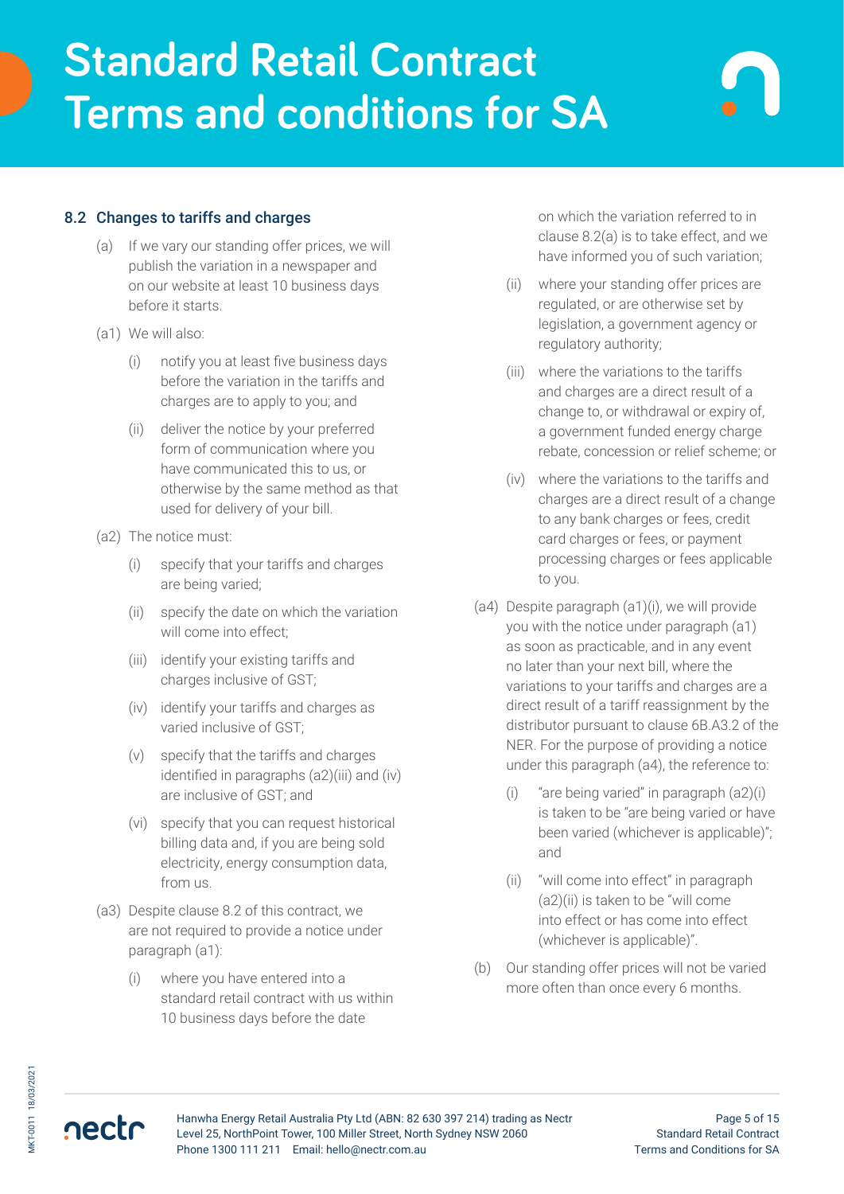### 8.2 Changes to tariffs and charges

(a) If we vary our standing offer prices, we will publish the variation in a newspaper and on our website at least 10 business days before it starts.

(a1) We will also:

(i) notify you at least five business days before the variation in the tariffs and charges are to apply to you; and

(ii) deliver the notice by your preferred form of communication where you have communicated this to us, or otherwise by the same method as that used for delivery of your bill.

(a2) The notice must:

(i) specify that your tariffs and charges are being varied;

(ii) specify the date on which the variation will come into effect;

(iii) identify your existing tariffs and charges inclusive of GST;

(iv) identify your tariffs and charges as varied inclusive of GST;

(v) specify that the tariffs and charges identified in paragraphs (a2)(iii) and (iv) are inclusive of GST; and

(vi) specify that you can request historical billing data and, if you are being sold electricity, energy consumption data, from us.

(a3) Despite clause 8.2 of this contract, we are not required to provide a notice under paragraph (a1):

(i) where you have entered into a standard retail contract with us within 10 business days before the date on which the variation referred to in clause 8.2(a) is to take effect, and we have informed you of such variation;

(ii) where your standing offer prices are regulated, or are otherwise set by legislation, a government agency or regulatory authority;

(iii) where the variations to the tariffs and charges are a direct result of a change to, or withdrawal or expiry of, a government funded energy charge rebate, concession or relief scheme; or

(iv) where the variations to the tariffs and charges are a direct result of a change to any bank charges or fees, credit card charges or fees, or payment processing charges or fees applicable to you.

(a4) Despite paragraph (a1)(i), we will provide you with the notice under paragraph (a1) as soon as practicable, and in any event no later than your next bill, where the variations to your tariffs and charges are a direct result of a tariff reassignment by the distributor pursuant to clause 6B.A3.2 of the NER. For the purpose of providing a notice under this paragraph (a4), the reference to:

(i) "are being varied" in paragraph (a2)(i) is taken to be "are being varied or have been varied (whichever is applicable)"; and

(ii) "will come into effect" in paragraph (a2)(ii) is taken to be "will come into effect or has come into effect (whichever is applicable)".

(b) Our standing offer prices will not be varied more often than once every 6 months.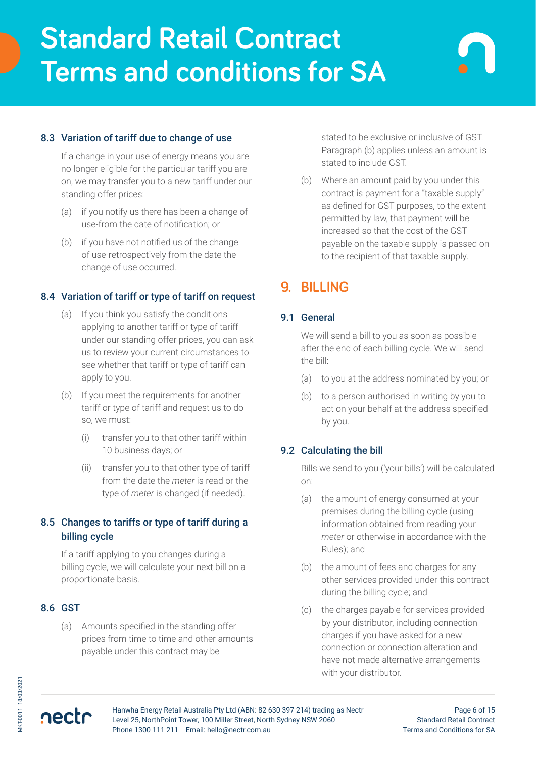### 8.3 Variation of tariff due to change of use

If a change in your use of energy means you are no longer eligible for the particular tariff you are on, we may transfer you to a new tariff under our standing offer prices:

(a) if you notify us there has been a change of use-from the date of notification; or

(b) if you have not notified us of the change of use-retrospectively from the date the change of use occurred.

### 8.4 Variation of tariff or type of tariff on request

(a) If you think you satisfy the conditions applying to another tariff or type of tariff under our standing offer prices, you can ask us to review your current circumstances to see whether that tariff or type of tariff can apply to you.

(b) If you meet the requirements for another tariff or type of tariff and request us to do so, we must:

   (i) transfer you to that other tariff within 10 business days; or

   (ii) transfer you to that other type of tariff from the date the *meter* is read or the type of *meter* is changed (if needed).

### 8.5 Changes to tariffs or type of tariff during a billing cycle

If a tariff applying to you changes during a billing cycle, we will calculate your next bill on a proportionate basis.

### 8.6 GST

(a) Amounts specified in the standing offer prices from time to time and other amounts payable under this contract may be stated to be exclusive or inclusive of GST. Paragraph (b) applies unless an amount is stated to include GST.

(b) Where an amount paid by you under this contract is payment for a "taxable supply" as defined for GST purposes, to the extent permitted by law, that payment will be increased so that the cost of the GST payable on the taxable supply is passed on to the recipient of that taxable supply.

## 9. BILLING

### 9.1 General

We will send a bill to you as soon as possible after the end of each billing cycle. We will send the bill:

(a) to you at the address nominated by you; or

(b) to a person authorised in writing by you to act on your behalf at the address specified by you.

### 9.2 Calculating the bill

Bills we send to you ('your bills') will be calculated on:

(a) the amount of energy consumed at your premises during the billing cycle (using information obtained from reading your *meter* or otherwise in accordance with the Rules); and

(b) the amount of fees and charges for any other services provided under this contract during the billing cycle; and

(c) the charges payable for services provided by your distributor, including connection charges if you have asked for a new connection or connection alteration and have not made alternative arrangements with your distributor.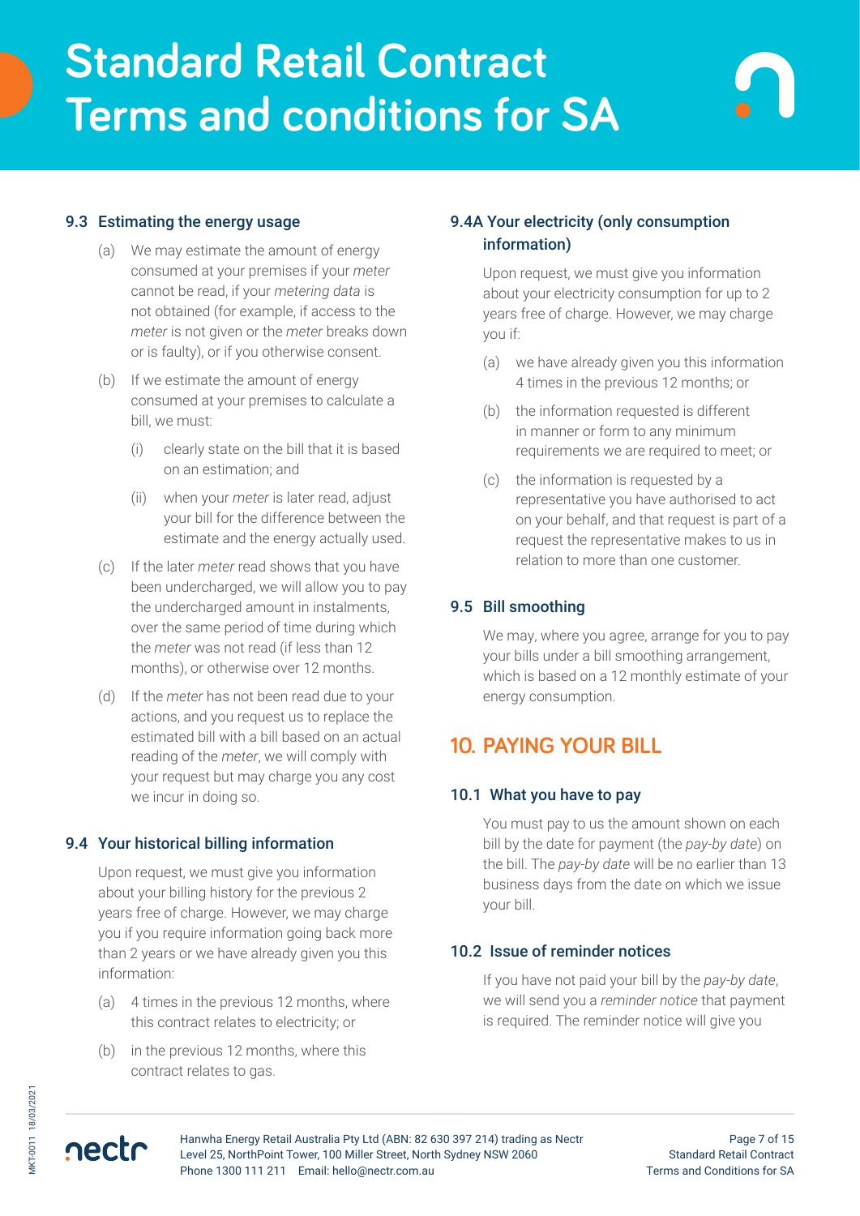### 9.3 Estimating the energy usage

(a) We may estimate the amount of energy consumed at your premises if your *meter* cannot be read, if your *metering data* is not obtained (for example, if access to the *meter* is not given or the *meter* breaks down or is faulty), or if you otherwise consent.

(b) If we estimate the amount of energy consumed at your premises to calculate a bill, we must:

   (i) clearly state on the bill that it is based on an estimation; and

   (ii) when your *meter* is later read, adjust your bill for the difference between the estimate and the energy actually used.

(c) If the later *meter* read shows that you have been undercharged, we will allow you to pay the undercharged amount in instalments, over the same period of time during which the *meter* was not read (if less than 12 months), or otherwise over 12 months.

(d) If the *meter* has not been read due to your actions, and you request us to replace the estimated bill with a bill based on an actual reading of the *meter*, we will comply with your request but may charge you any cost we incur in doing so.

### 9.4 Your historical billing information

Upon request, we must give you information about your billing history for the previous 2 years free of charge. However, we may charge you if you require information going back more than 2 years or we have already given you this information:

(a) 4 times in the previous 12 months, where this contract relates to electricity; or

(b) in the previous 12 months, where this contract relates to gas.

### 9.4A Your electricity (only consumption information)

Upon request, we must give you information about your electricity consumption for up to 2 years free of charge. However, we may charge you if:

(a) we have already given you this information 4 times in the previous 12 months; or

(b) the information requested is different in manner or form to any minimum requirements we are required to meet; or

(c) the information is requested by a representative you have authorised to act on your behalf, and that request is part of a request the representative makes to us in relation to more than one customer.

### 9.5 Bill smoothing

We may, where you agree, arrange for you to pay your bills under a bill smoothing arrangement, which is based on a 12 monthly estimate of your energy consumption.

## 10. PAYING YOUR BILL

### 10.1 What you have to pay

You must pay to us the amount shown on each bill by the date for payment (the *pay-by date*) on the bill. The *pay-by date* will be no earlier than 13 business days from the date on which we issue your bill.

### 10.2 Issue of reminder notices

If you have not paid your bill by the *pay-by date*, we will send you a *reminder notice* that payment is required. The reminder notice will give you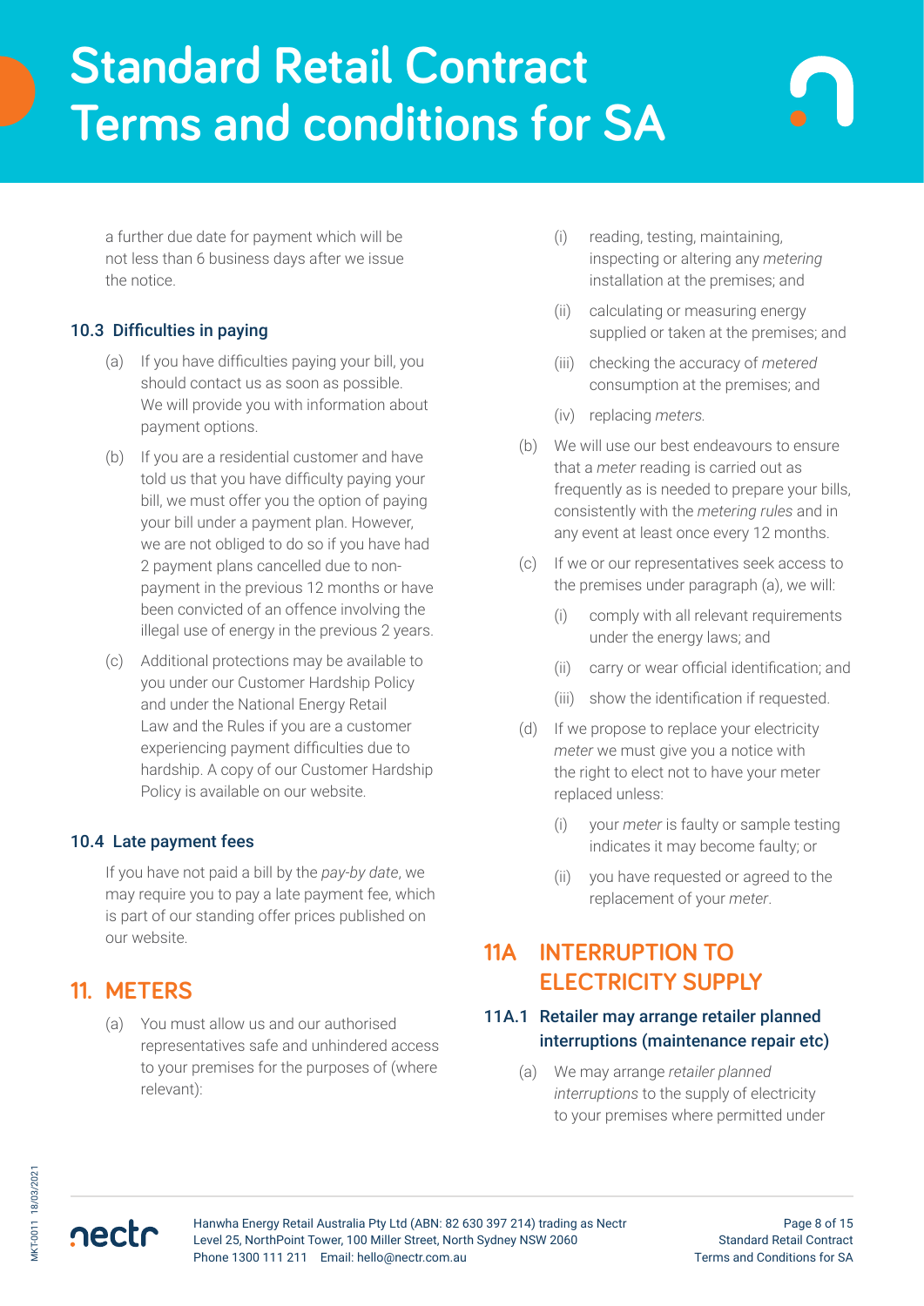a further due date for payment which will be not less than 6 business days after we issue the notice.

### 10.3 Difficulties in paying

(a) If you have difficulties paying your bill, you should contact us as soon as possible. We will provide you with information about payment options.

(b) If you are a residential customer and have told us that you have difficulty paying your bill, we must offer you the option of paying your bill under a payment plan. However, we are not obliged to do so if you have had 2 payment plans cancelled due to non-payment in the previous 12 months or have been convicted of an offence involving the illegal use of energy in the previous 2 years.

(c) Additional protections may be available to you under our Customer Hardship Policy and under the National Energy Retail Law and the Rules if you are a customer experiencing payment difficulties due to hardship. A copy of our Customer Hardship Policy is available on our website.

### 10.4 Late payment fees

If you have not paid a bill by the *pay-by date*, we may require you to pay a late payment fee, which is part of our standing offer prices published on our website.

## 11. METERS

(a) You must allow us and our authorised representatives safe and unhindered access to your premises for the purposes of (where relevant):

  (i) reading, testing, maintaining, inspecting or altering any *metering* installation at the premises; and

  (ii) calculating or measuring energy supplied or taken at the premises; and

  (iii) checking the accuracy of *metered* consumption at the premises; and

  (iv) replacing *meters*.

(b) We will use our best endeavours to ensure that a *meter* reading is carried out as frequently as is needed to prepare your bills, consistently with the *metering rules* and in any event at least once every 12 months.

(c) If we or our representatives seek access to the premises under paragraph (a), we will:

  (i) comply with all relevant requirements under the energy laws; and

  (ii) carry or wear official identification; and

  (iii) show the identification if requested.

(d) If we propose to replace your electricity *meter* we must give you a notice with the right to elect not to have your meter replaced unless:

  (i) your *meter* is faulty or sample testing indicates it may become faulty; or

  (ii) you have requested or agreed to the replacement of your *meter*.

## 11A INTERRUPTION TO ELECTRICITY SUPPLY

### 11A.1 Retailer may arrange retailer planned interruptions (maintenance repair etc)

(a) We may arrange *retailer planned interruptions* to the supply of electricity to your premises where permitted under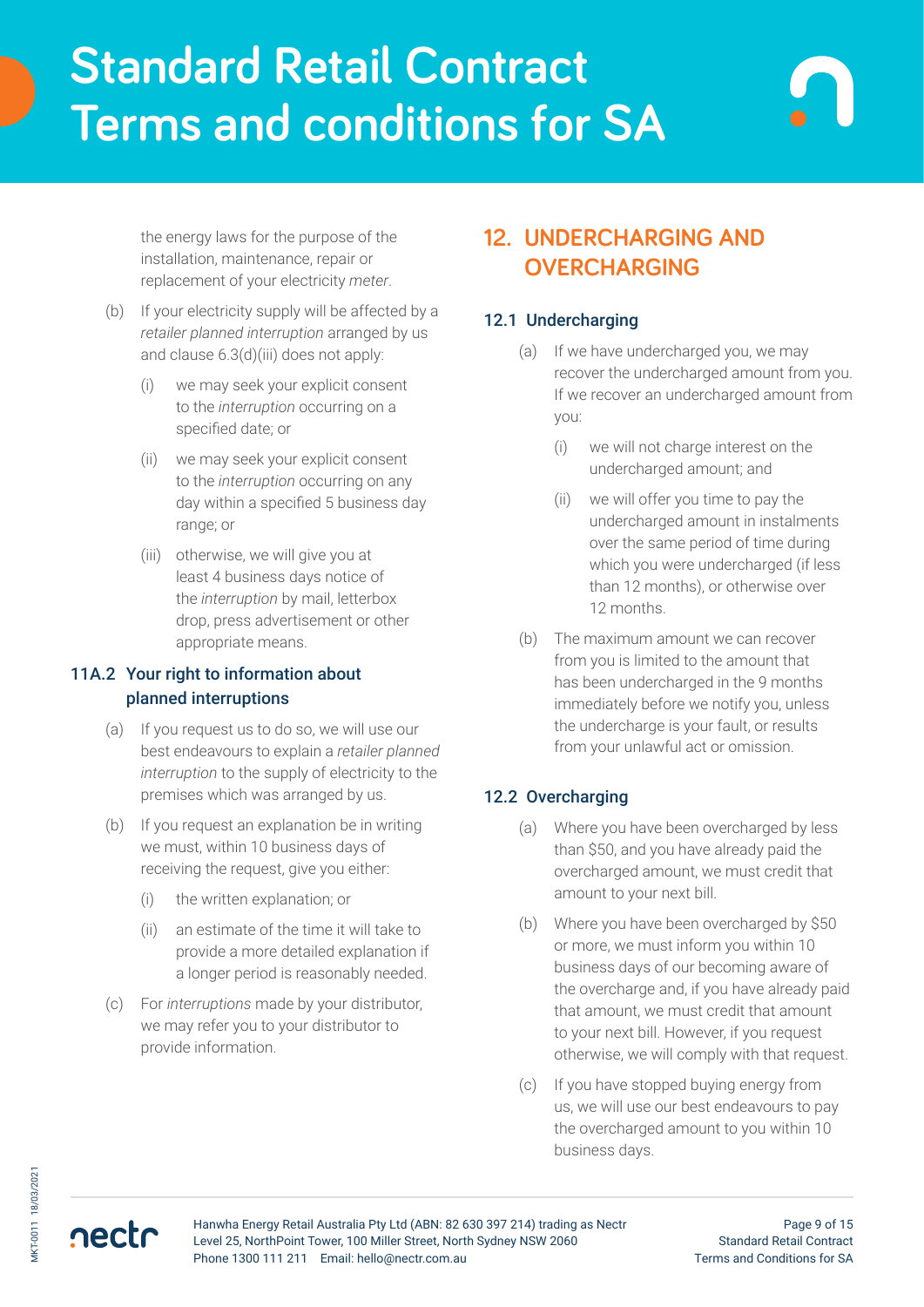the energy laws for the purpose of the installation, maintenance, repair or replacement of your electricity *meter*.

(b) If your electricity supply will be affected by a *retailer planned interruption* arranged by us and clause 6.3(d)(iii) does not apply:

(i) we may seek your explicit consent to the *interruption* occurring on a specified date; or

(ii) we may seek your explicit consent to the *interruption* occurring on any day within a specified 5 business day range; or

(iii) otherwise, we will give you at least 4 business days notice of the *interruption* by mail, letterbox drop, press advertisement or other appropriate means.

### 11A.2 Your right to information about planned interruptions

(a) If you request us to do so, we will use our best endeavours to explain a *retailer planned interruption* to the supply of electricity to the premises which was arranged by us.

(b) If you request an explanation be in writing we must, within 10 business days of receiving the request, give you either:

(i) the written explanation; or

(ii) an estimate of the time it will take to provide a more detailed explanation if a longer period is reasonably needed.

(c) For *interruptions* made by your distributor, we may refer you to your distributor to provide information.

## 12. UNDERCHARGING AND OVERCHARGING

### 12.1 Undercharging

(a) If we have undercharged you, we may recover the undercharged amount from you. If we recover an undercharged amount from you:

(i) we will not charge interest on the undercharged amount; and

(ii) we will offer you time to pay the undercharged amount in instalments over the same period of time during which you were undercharged (if less than 12 months), or otherwise over 12 months.

(b) The maximum amount we can recover from you is limited to the amount that has been undercharged in the 9 months immediately before we notify you, unless the undercharge is your fault, or results from your unlawful act or omission.

### 12.2 Overcharging

(a) Where you have been overcharged by less than $50, and you have already paid the overcharged amount, we must credit that amount to your next bill.

(b) Where you have been overcharged by $50 or more, we must inform you within 10 business days of our becoming aware of the overcharge and, if you have already paid that amount, we must credit that amount to your next bill. However, if you request otherwise, we will comply with that request.

(c) If you have stopped buying energy from us, we will use our best endeavours to pay the overcharged amount to you within 10 business days.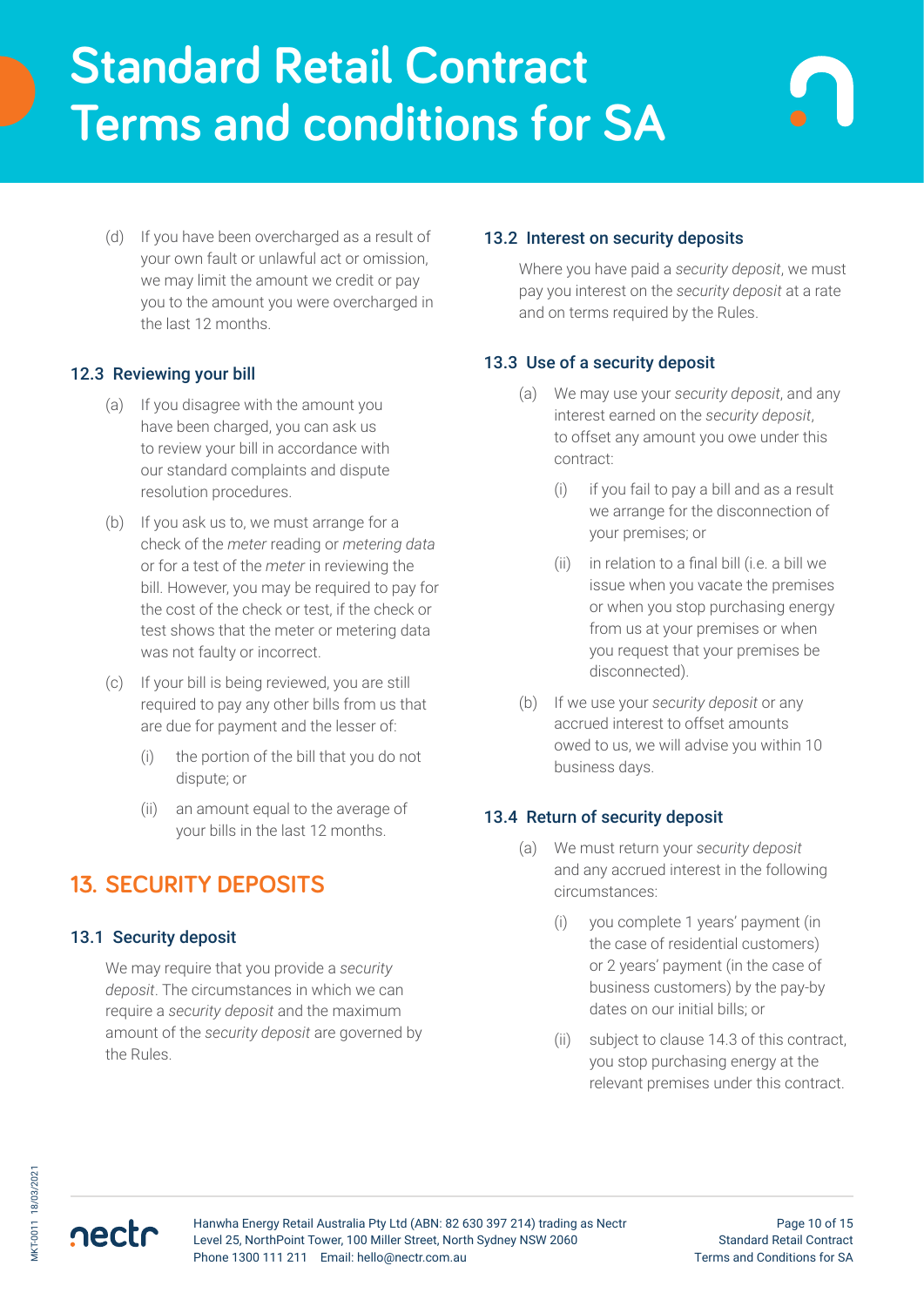(d) If you have been overcharged as a result of your own fault or unlawful act or omission, we may limit the amount we credit or pay you to the amount you were overcharged in the last 12 months.

### 12.3 Reviewing your bill

(a) If you disagree with the amount you have been charged, you can ask us to review your bill in accordance with our standard complaints and dispute resolution procedures.

(b) If you ask us to, we must arrange for a check of the *meter* reading or *metering data* or for a test of the *meter* in reviewing the bill. However, you may be required to pay for the cost of the check or test, if the check or test shows that the meter or metering data was not faulty or incorrect.

(c) If your bill is being reviewed, you are still required to pay any other bills from us that are due for payment and the lesser of:

(i) the portion of the bill that you do not dispute; or

(ii) an amount equal to the average of your bills in the last 12 months.

## 13. SECURITY DEPOSITS

### 13.1 Security deposit

We may require that you provide a *security deposit*. The circumstances in which we can require a *security deposit* and the maximum amount of the *security deposit* are governed by the Rules.

### 13.2 Interest on security deposits

Where you have paid a *security deposit*, we must pay you interest on the *security deposit* at a rate and on terms required by the Rules.

### 13.3 Use of a security deposit

(a) We may use your *security deposit*, and any interest earned on the *security deposit*, to offset any amount you owe under this contract:

(i) if you fail to pay a bill and as a result we arrange for the disconnection of your premises; or

(ii) in relation to a final bill (i.e. a bill we issue when you vacate the premises or when you stop purchasing energy from us at your premises or when you request that your premises be disconnected).

(b) If we use your *security deposit* or any accrued interest to offset amounts owed to us, we will advise you within 10 business days.

### 13.4 Return of security deposit

(a) We must return your *security deposit* and any accrued interest in the following circumstances:

(i) you complete 1 years' payment (in the case of residential customers) or 2 years' payment (in the case of business customers) by the pay-by dates on our initial bills; or

(ii) subject to clause 14.3 of this contract, you stop purchasing energy at the relevant premises under this contract.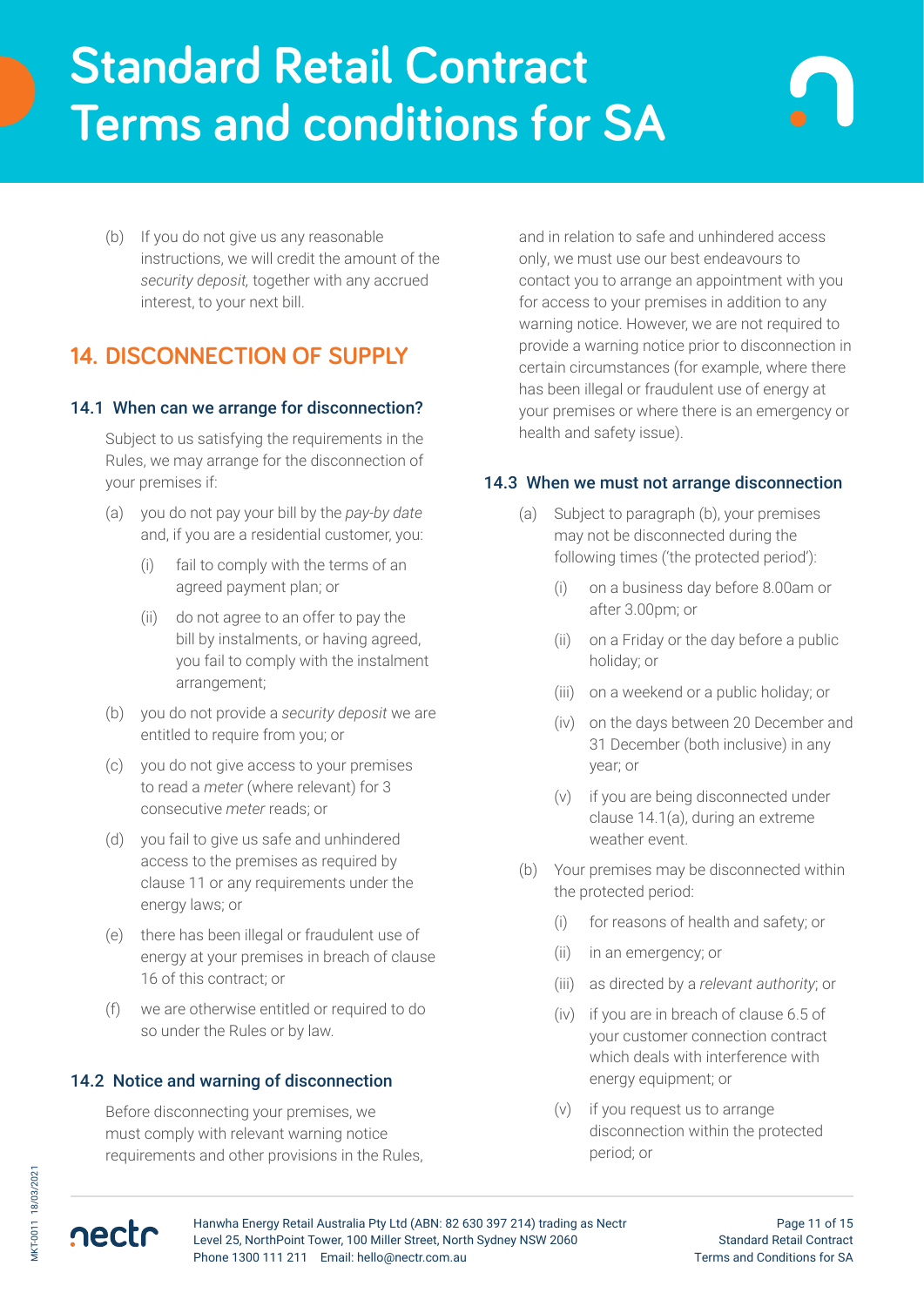(b) If you do not give us any reasonable instructions, we will credit the amount of the *security deposit,* together with any accrued interest, to your next bill.

## 14. DISCONNECTION OF SUPPLY

### 14.1 When can we arrange for disconnection?

Subject to us satisfying the requirements in the Rules, we may arrange for the disconnection of your premises if:

(a) you do not pay your bill by the *pay-by date* and, if you are a residential customer, you:

(i) fail to comply with the terms of an agreed payment plan; or

(ii) do not agree to an offer to pay the bill by instalments, or having agreed, you fail to comply with the instalment arrangement;

(b) you do not provide a *security deposit* we are entitled to require from you; or

(c) you do not give access to your premises to read a *meter* (where relevant) for 3 consecutive *meter* reads; or

(d) you fail to give us safe and unhindered access to the premises as required by clause 11 or any requirements under the energy laws; or

(e) there has been illegal or fraudulent use of energy at your premises in breach of clause 16 of this contract; or

(f) we are otherwise entitled or required to do so under the Rules or by law.

### 14.2 Notice and warning of disconnection

Before disconnecting your premises, we must comply with relevant warning notice requirements and other provisions in the Rules, and in relation to safe and unhindered access only, we must use our best endeavours to contact you to arrange an appointment with you for access to your premises in addition to any warning notice. However, we are not required to provide a warning notice prior to disconnection in certain circumstances (for example, where there has been illegal or fraudulent use of energy at your premises or where there is an emergency or health and safety issue).

### 14.3 When we must not arrange disconnection

(a) Subject to paragraph (b), your premises may not be disconnected during the following times ('the protected period'):

(i) on a business day before 8.00am or after 3.00pm; or

(ii) on a Friday or the day before a public holiday; or

(iii) on a weekend or a public holiday; or

(iv) on the days between 20 December and 31 December (both inclusive) in any year; or

(v) if you are being disconnected under clause 14.1(a), during an extreme weather event.

(b) Your premises may be disconnected within the protected period:

(i) for reasons of health and safety; or

(ii) in an emergency; or

(iii) as directed by a *relevant authority*; or

(iv) if you are in breach of clause 6.5 of your customer connection contract which deals with interference with energy equipment; or

(v) if you request us to arrange disconnection within the protected period; or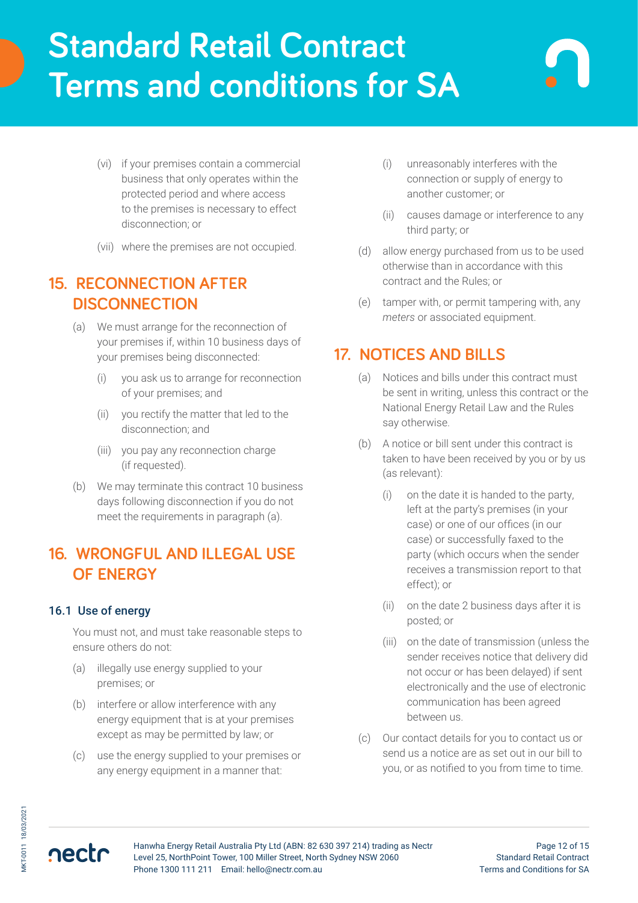(vi) if your premises contain a commercial business that only operates within the protected period and where access to the premises is necessary to effect disconnection; or

(vii) where the premises are not occupied.

## 15. RECONNECTION AFTER DISCONNECTION

(a) We must arrange for the reconnection of your premises if, within 10 business days of your premises being disconnected:

(i) you ask us to arrange for reconnection of your premises; and

(ii) you rectify the matter that led to the disconnection; and

(iii) you pay any reconnection charge (if requested).

(b) We may terminate this contract 10 business days following disconnection if you do not meet the requirements in paragraph (a).

## 16. WRONGFUL AND ILLEGAL USE OF ENERGY

### 16.1 Use of energy

You must not, and must take reasonable steps to ensure others do not:

(a) illegally use energy supplied to your premises; or

(b) interfere or allow interference with any energy equipment that is at your premises except as may be permitted by law; or

(c) use the energy supplied to your premises or any energy equipment in a manner that:

(i) unreasonably interferes with the connection or supply of energy to another customer; or

(ii) causes damage or interference to any third party; or

(d) allow energy purchased from us to be used otherwise than in accordance with this contract and the Rules; or

(e) tamper with, or permit tampering with, any *meters* or associated equipment.

## 17. NOTICES AND BILLS

(a) Notices and bills under this contract must be sent in writing, unless this contract or the National Energy Retail Law and the Rules say otherwise.

(b) A notice or bill sent under this contract is taken to have been received by you or by us (as relevant):

(i) on the date it is handed to the party, left at the party's premises (in your case) or one of our offices (in our case) or successfully faxed to the party (which occurs when the sender receives a transmission report to that effect); or

(ii) on the date 2 business days after it is posted; or

(iii) on the date of transmission (unless the sender receives notice that delivery did not occur or has been delayed) if sent electronically and the use of electronic communication has been agreed between us.

(c) Our contact details for you to contact us or send us a notice are as set out in our bill to you, or as notified to you from time to time.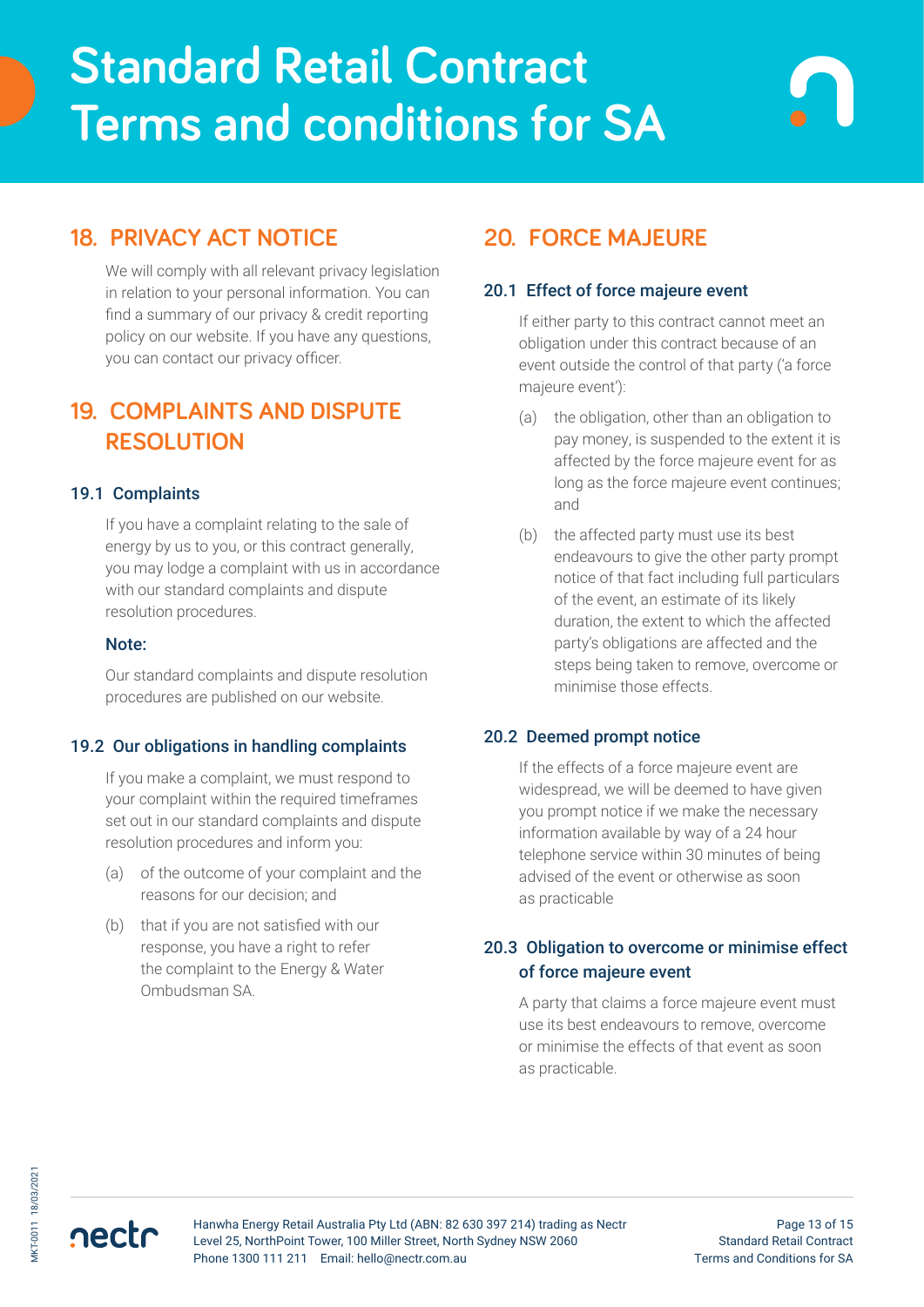## 18. PRIVACY ACT NOTICE

We will comply with all relevant privacy legislation in relation to your personal information. You can find a summary of our privacy & credit reporting policy on our website. If you have any questions, you can contact our privacy officer.

## 19. COMPLAINTS AND DISPUTE RESOLUTION

### 19.1 Complaints

If you have a complaint relating to the sale of energy by us to you, or this contract generally, you may lodge a complaint with us in accordance with our standard complaints and dispute resolution procedures.

**Note:**

Our standard complaints and dispute resolution procedures are published on our website.

### 19.2 Our obligations in handling complaints

If you make a complaint, we must respond to your complaint within the required timeframes set out in our standard complaints and dispute resolution procedures and inform you:

(a) of the outcome of your complaint and the reasons for our decision; and

(b) that if you are not satisfied with our response, you have a right to refer the complaint to the Energy & Water Ombudsman SA.

## 20. FORCE MAJEURE

### 20.1 Effect of force majeure event

If either party to this contract cannot meet an obligation under this contract because of an event outside the control of that party ('a force majeure event'):

(a) the obligation, other than an obligation to pay money, is suspended to the extent it is affected by the force majeure event for as long as the force majeure event continues; and

(b) the affected party must use its best endeavours to give the other party prompt notice of that fact including full particulars of the event, an estimate of its likely duration, the extent to which the affected party's obligations are affected and the steps being taken to remove, overcome or minimise those effects.

### 20.2 Deemed prompt notice

If the effects of a force majeure event are widespread, we will be deemed to have given you prompt notice if we make the necessary information available by way of a 24 hour telephone service within 30 minutes of being advised of the event or otherwise as soon as practicable

### 20.3 Obligation to overcome or minimise effect of force majeure event

A party that claims a force majeure event must use its best endeavours to remove, overcome or minimise the effects of that event as soon as practicable.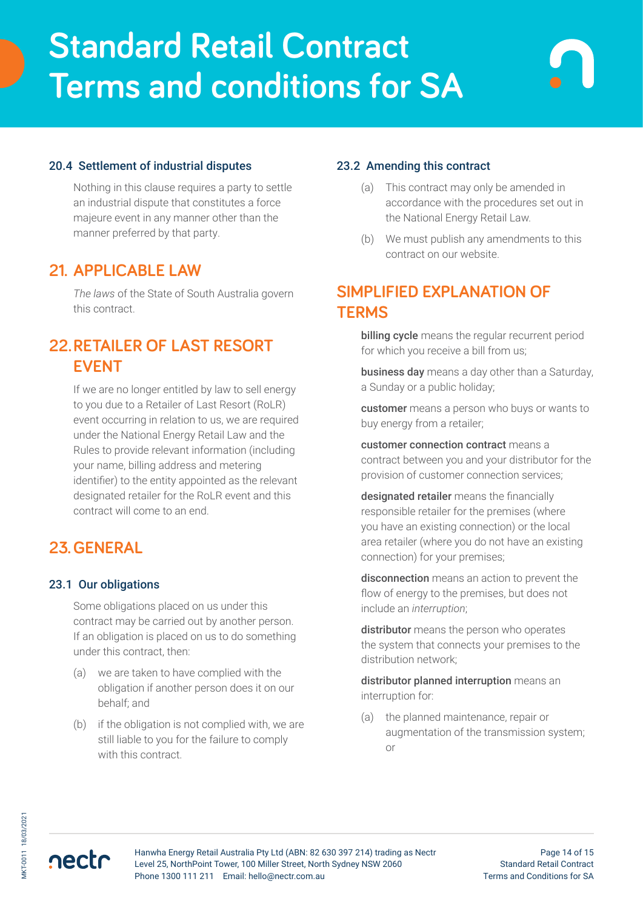### 20.4 Settlement of industrial disputes

Nothing in this clause requires a party to settle an industrial dispute that constitutes a force majeure event in any manner other than the manner preferred by that party.

## 21. APPLICABLE LAW

*The laws* of the State of South Australia govern this contract.

## 22. RETAILER OF LAST RESORT EVENT

If we are no longer entitled by law to sell energy to you due to a Retailer of Last Resort (RoLR) event occurring in relation to us, we are required under the National Energy Retail Law and the Rules to provide relevant information (including your name, billing address and metering identifier) to the entity appointed as the relevant designated retailer for the RoLR event and this contract will come to an end.

## 23. GENERAL

### 23.1 Our obligations

Some obligations placed on us under this contract may be carried out by another person. If an obligation is placed on us to do something under this contract, then:

(a) we are taken to have complied with the obligation if another person does it on our behalf; and

(b) if the obligation is not complied with, we are still liable to you for the failure to comply with this contract.

### 23.2 Amending this contract

(a) This contract may only be amended in accordance with the procedures set out in the National Energy Retail Law.

(b) We must publish any amendments to this contract on our website.

## SIMPLIFIED EXPLANATION OF TERMS

**billing cycle** means the regular recurrent period for which you receive a bill from us;

**business day** means a day other than a Saturday, a Sunday or a public holiday;

**customer** means a person who buys or wants to buy energy from a retailer;

**customer connection contract** means a contract between you and your distributor for the provision of customer connection services;

**designated retailer** means the financially responsible retailer for the premises (where you have an existing connection) or the local area retailer (where you do not have an existing connection) for your premises;

**disconnection** means an action to prevent the flow of energy to the premises, but does not include an *interruption*;

**distributor** means the person who operates the system that connects your premises to the distribution network;

**distributor planned interruption** means an interruption for:

(a) the planned maintenance, repair or augmentation of the transmission system; or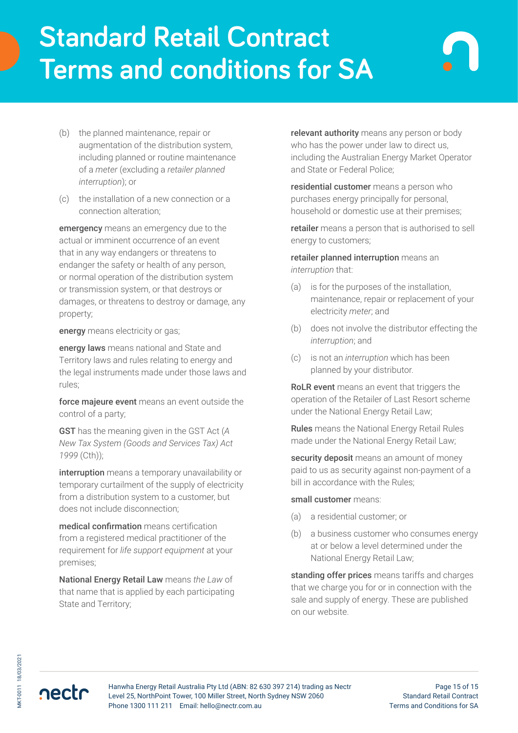(b) the planned maintenance, repair or augmentation of the distribution system, including planned or routine maintenance of a *meter* (excluding a *retailer planned interruption*); or

(c) the installation of a new connection or a connection alteration;

**emergency** means an emergency due to the actual or imminent occurrence of an event that in any way endangers or threatens to endanger the safety or health of any person, or normal operation of the distribution system or transmission system, or that destroys or damages, or threatens to destroy or damage, any property;

**energy** means electricity or gas;

**energy laws** means national and State and Territory laws and rules relating to energy and the legal instruments made under those laws and rules;

**force majeure event** means an event outside the control of a party;

**GST** has the meaning given in the GST Act (*A New Tax System (Goods and Services Tax) Act 1999* (Cth));

**interruption** means a temporary unavailability or temporary curtailment of the supply of electricity from a distribution system to a customer, but does not include disconnection;

**medical confirmation** means certification from a registered medical practitioner of the requirement for *life support equipment* at your premises;

**National Energy Retail Law** means *the Law* of that name that is applied by each participating State and Territory;

**relevant authority** means any person or body who has the power under law to direct us, including the Australian Energy Market Operator and State or Federal Police;

**residential customer** means a person who purchases energy principally for personal, household or domestic use at their premises;

**retailer** means a person that is authorised to sell energy to customers;

**retailer planned interruption** means an *interruption* that:

(a) is for the purposes of the installation, maintenance, repair or replacement of your electricity *meter*; and

(b) does not involve the distributor effecting the *interruption*; and

(c) is not an *interruption* which has been planned by your distributor.

**RoLR event** means an event that triggers the operation of the Retailer of Last Resort scheme under the National Energy Retail Law;

**Rules** means the National Energy Retail Rules made under the National Energy Retail Law;

**security deposit** means an amount of money paid to us as security against non-payment of a bill in accordance with the Rules;

**small customer** means:

(a) a residential customer; or

(b) a business customer who consumes energy at or below a level determined under the National Energy Retail Law;

**standing offer prices** means tariffs and charges that we charge you for or in connection with the sale and supply of energy. These are published on our website.